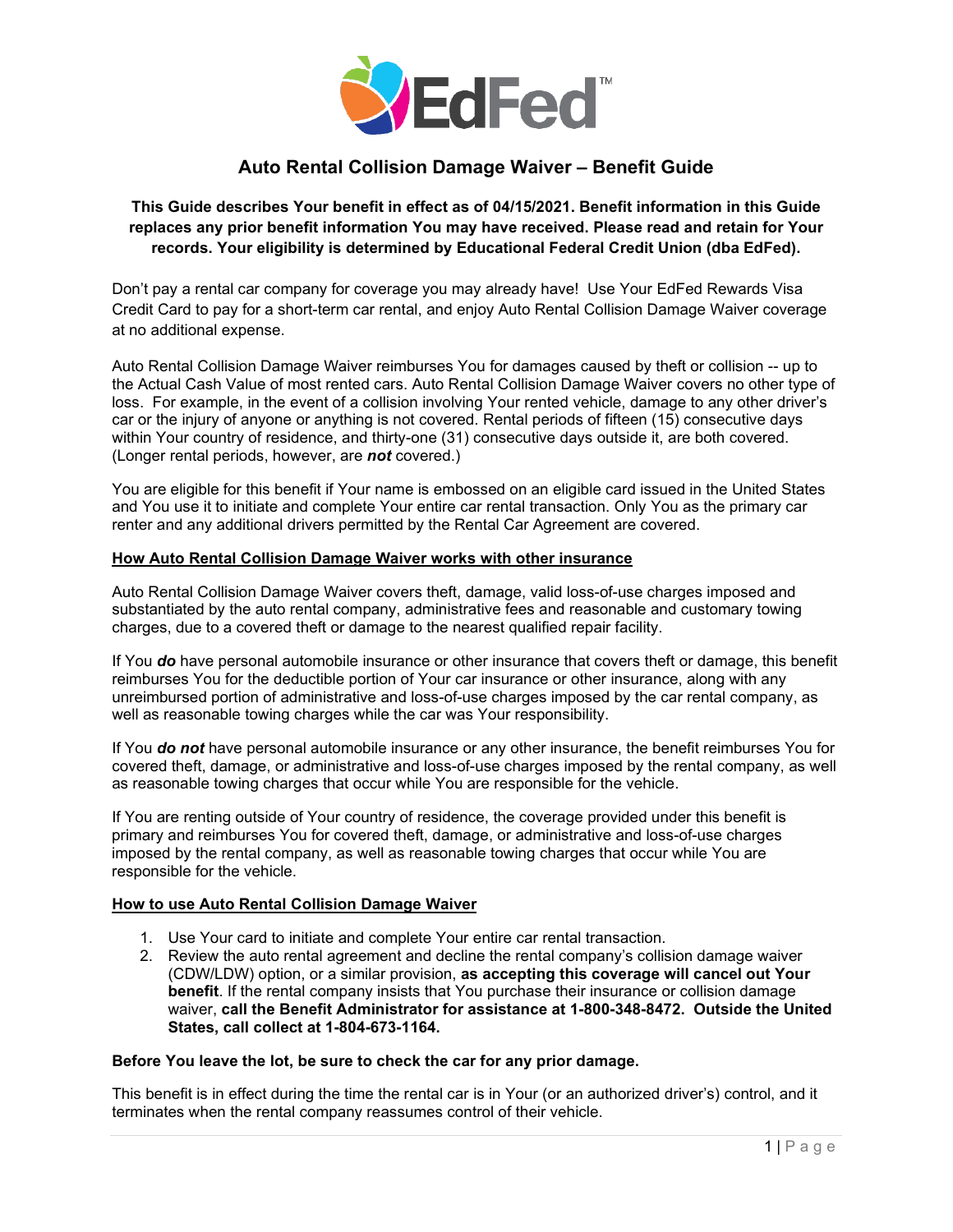# Auto Rental Collision Damage Waiver – Benefit Guide

**This Guide describes Your benefit in effect as of 04/15/2021. Benefit information in this Guide replaces any prior benefit information You may have received. Please read and retain for Your records. Your eligibility is determined by Educational Federal Credit Union (dba EdFed).**

Don't pay a rental car company for coverage you may already have! Use Your EdFed Rewards Visa Credit Card to pay for a short-term car rental, and enjoy Auto Rental Collision Damage Waiver coverage at no additional expense.

Auto Rental Collision Damage Waiver reimburses You for damages caused by theft or collision -- up to the Actual Cash Value of most rented cars. Auto Rental Collision Damage Waiver covers no other type of loss. For example, in the event of a collision involving Your rented vehicle, damage to any other driver's car or the injury of anyone or anything is not covered. Rental periods of fifteen (15) consecutive days within Your country of residence, and thirty-one (31) consecutive days outside it, are both covered. (Longer rental periods, however, are ***not*** covered.)

You are eligible for this benefit if Your name is embossed on an eligible card issued in the United States and You use it to initiate and complete Your entire car rental transaction. Only You as the primary car renter and any additional drivers permitted by the Rental Car Agreement are covered.

## How Auto Rental Collision Damage Waiver works with other insurance

Auto Rental Collision Damage Waiver covers theft, damage, valid loss-of-use charges imposed and substantiated by the auto rental company, administrative fees and reasonable and customary towing charges, due to a covered theft or damage to the nearest qualified repair facility.

If You ***do*** have personal automobile insurance or other insurance that covers theft or damage, this benefit reimburses You for the deductible portion of Your car insurance or other insurance, along with any unreimbursed portion of administrative and loss-of-use charges imposed by the car rental company, as well as reasonable towing charges while the car was Your responsibility.

If You ***do not*** have personal automobile insurance or any other insurance, the benefit reimburses You for covered theft, damage, or administrative and loss-of-use charges imposed by the rental company, as well as reasonable towing charges that occur while You are responsible for the vehicle.

If You are renting outside of Your country of residence, the coverage provided under this benefit is primary and reimburses You for covered theft, damage, or administrative and loss-of-use charges imposed by the rental company, as well as reasonable towing charges that occur while You are responsible for the vehicle.

## How to use Auto Rental Collision Damage Waiver

1. Use Your card to initiate and complete Your entire car rental transaction.
2. Review the auto rental agreement and decline the rental company's collision damage waiver (CDW/LDW) option, or a similar provision, **as accepting this coverage will cancel out Your benefit**. If the rental company insists that You purchase their insurance or collision damage waiver, **call the Benefit Administrator for assistance at 1-800-348-8472. Outside the United States, call collect at 1-804-673-1164.**

**Before You leave the lot, be sure to check the car for any prior damage.**

This benefit is in effect during the time the rental car is in Your (or an authorized driver's) control, and it terminates when the rental company reassumes control of their vehicle.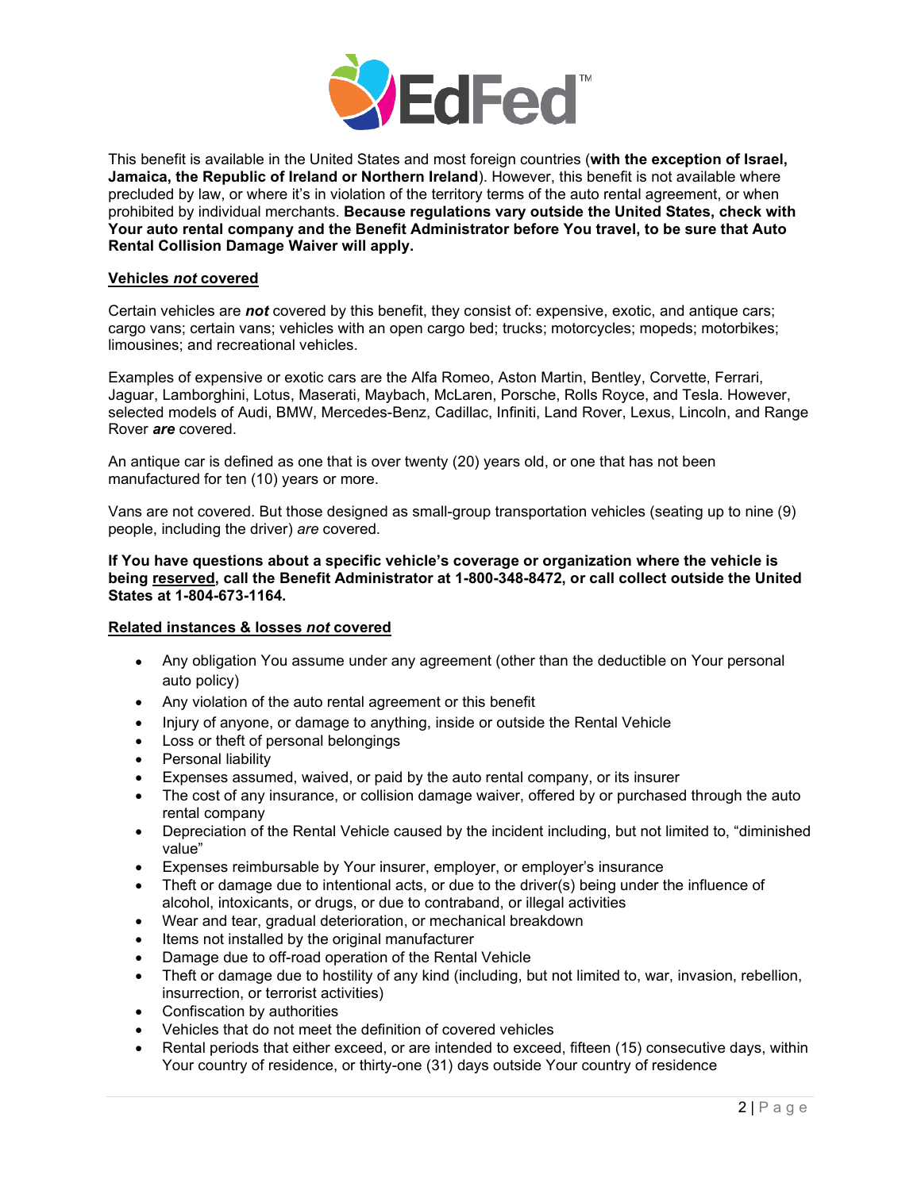This benefit is available in the United States and most foreign countries (**with the exception of Israel, Jamaica, the Republic of Ireland or Northern Ireland**). However, this benefit is not available where precluded by law, or where it's in violation of the territory terms of the auto rental agreement, or when prohibited by individual merchants. **Because regulations vary outside the United States, check with Your auto rental company and the Benefit Administrator before You travel, to be sure that Auto Rental Collision Damage Waiver will apply.**

**Vehicles *not* covered**

Certain vehicles are ***not*** covered by this benefit, they consist of: expensive, exotic, and antique cars; cargo vans; certain vans; vehicles with an open cargo bed; trucks; motorcycles; mopeds; motorbikes; limousines; and recreational vehicles.

Examples of expensive or exotic cars are the Alfa Romeo, Aston Martin, Bentley, Corvette, Ferrari, Jaguar, Lamborghini, Lotus, Maserati, Maybach, McLaren, Porsche, Rolls Royce, and Tesla. However, selected models of Audi, BMW, Mercedes-Benz, Cadillac, Infiniti, Land Rover, Lexus, Lincoln, and Range Rover ***are*** covered.

An antique car is defined as one that is over twenty (20) years old, or one that has not been manufactured for ten (10) years or more.

Vans are not covered. But those designed as small-group transportation vehicles (seating up to nine (9) people, including the driver) *are* covered.

**If You have questions about a specific vehicle's coverage or organization where the vehicle is being reserved, call the Benefit Administrator at 1-800-348-8472, or call collect outside the United States at 1-804-673-1164.**

**Related instances & losses *not* covered**

- Any obligation You assume under any agreement (other than the deductible on Your personal auto policy)
- Any violation of the auto rental agreement or this benefit
- Injury of anyone, or damage to anything, inside or outside the Rental Vehicle
- Loss or theft of personal belongings
- Personal liability
- Expenses assumed, waived, or paid by the auto rental company, or its insurer
- The cost of any insurance, or collision damage waiver, offered by or purchased through the auto rental company
- Depreciation of the Rental Vehicle caused by the incident including, but not limited to, "diminished value"
- Expenses reimbursable by Your insurer, employer, or employer's insurance
- Theft or damage due to intentional acts, or due to the driver(s) being under the influence of alcohol, intoxicants, or drugs, or due to contraband, or illegal activities
- Wear and tear, gradual deterioration, or mechanical breakdown
- Items not installed by the original manufacturer
- Damage due to off-road operation of the Rental Vehicle
- Theft or damage due to hostility of any kind (including, but not limited to, war, invasion, rebellion, insurrection, or terrorist activities)
- Confiscation by authorities
- Vehicles that do not meet the definition of covered vehicles
- Rental periods that either exceed, or are intended to exceed, fifteen (15) consecutive days, within Your country of residence, or thirty-one (31) days outside Your country of residence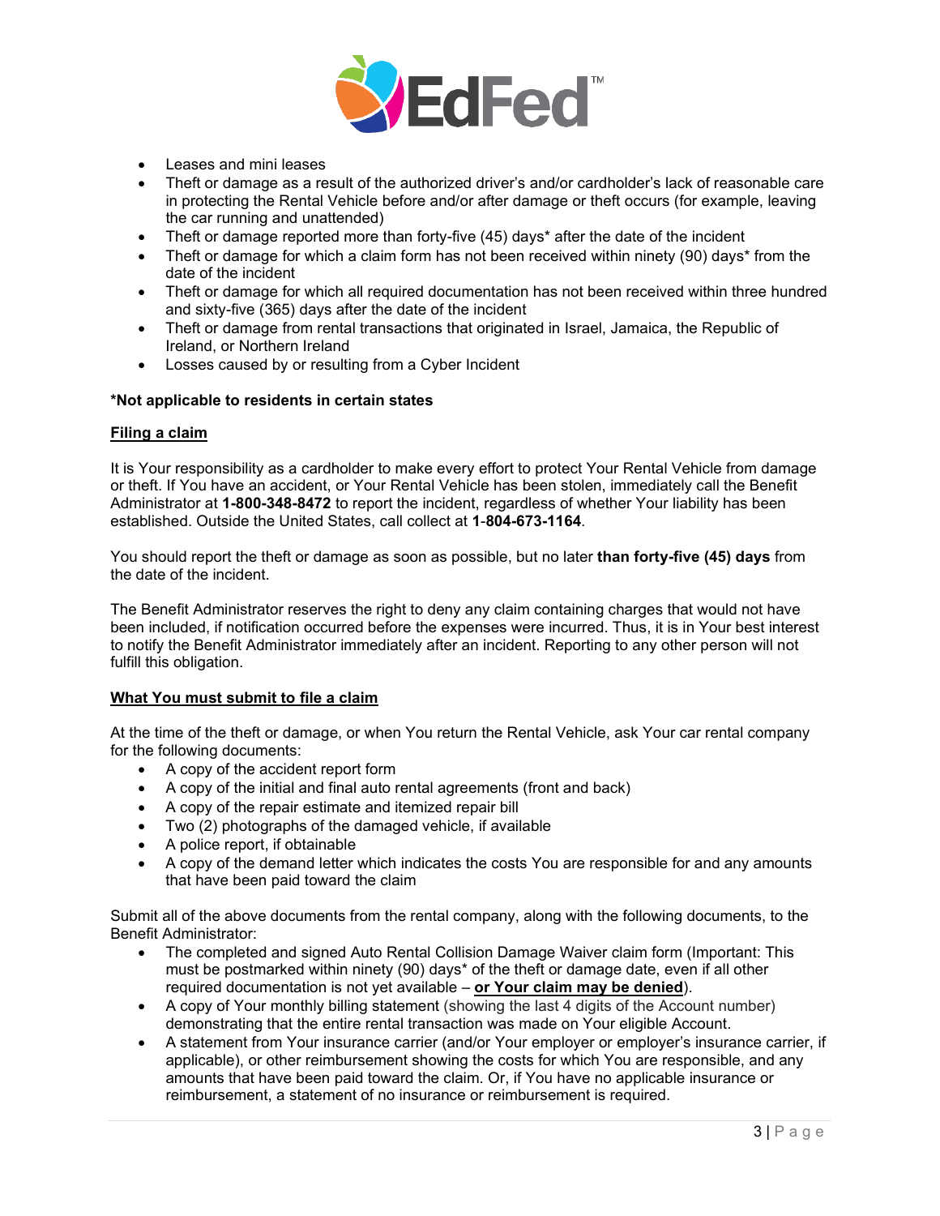- Leases and mini leases
- Theft or damage as a result of the authorized driver's and/or cardholder's lack of reasonable care in protecting the Rental Vehicle before and/or after damage or theft occurs (for example, leaving the car running and unattended)
- Theft or damage reported more than forty-five (45) days* after the date of the incident
- Theft or damage for which a claim form has not been received within ninety (90) days* from the date of the incident
- Theft or damage for which all required documentation has not been received within three hundred and sixty-five (365) days after the date of the incident
- Theft or damage from rental transactions that originated in Israel, Jamaica, the Republic of Ireland, or Northern Ireland
- Losses caused by or resulting from a Cyber Incident

**\*Not applicable to residents in certain states**

**Filing a claim**

It is Your responsibility as a cardholder to make every effort to protect Your Rental Vehicle from damage or theft. If You have an accident, or Your Rental Vehicle has been stolen, immediately call the Benefit Administrator at **1-800-348-8472** to report the incident, regardless of whether Your liability has been established. Outside the United States, call collect at **1-804-673-1164**.

You should report the theft or damage as soon as possible, but no later **than forty-five (45) days** from the date of the incident.

The Benefit Administrator reserves the right to deny any claim containing charges that would not have been included, if notification occurred before the expenses were incurred. Thus, it is in Your best interest to notify the Benefit Administrator immediately after an incident. Reporting to any other person will not fulfill this obligation.

**What You must submit to file a claim**

At the time of the theft or damage, or when You return the Rental Vehicle, ask Your car rental company for the following documents:

- A copy of the accident report form
- A copy of the initial and final auto rental agreements (front and back)
- A copy of the repair estimate and itemized repair bill
- Two (2) photographs of the damaged vehicle, if available
- A police report, if obtainable
- A copy of the demand letter which indicates the costs You are responsible for and any amounts that have been paid toward the claim

Submit all of the above documents from the rental company, along with the following documents, to the Benefit Administrator:

- The completed and signed Auto Rental Collision Damage Waiver claim form (Important: This must be postmarked within ninety (90) days* of the theft or damage date, even if all other required documentation is not yet available – **or Your claim may be denied**).
- A copy of Your monthly billing statement (showing the last 4 digits of the Account number) demonstrating that the entire rental transaction was made on Your eligible Account.
- A statement from Your insurance carrier (and/or Your employer or employer's insurance carrier, if applicable), or other reimbursement showing the costs for which You are responsible, and any amounts that have been paid toward the claim. Or, if You have no applicable insurance or reimbursement, a statement of no insurance or reimbursement is required.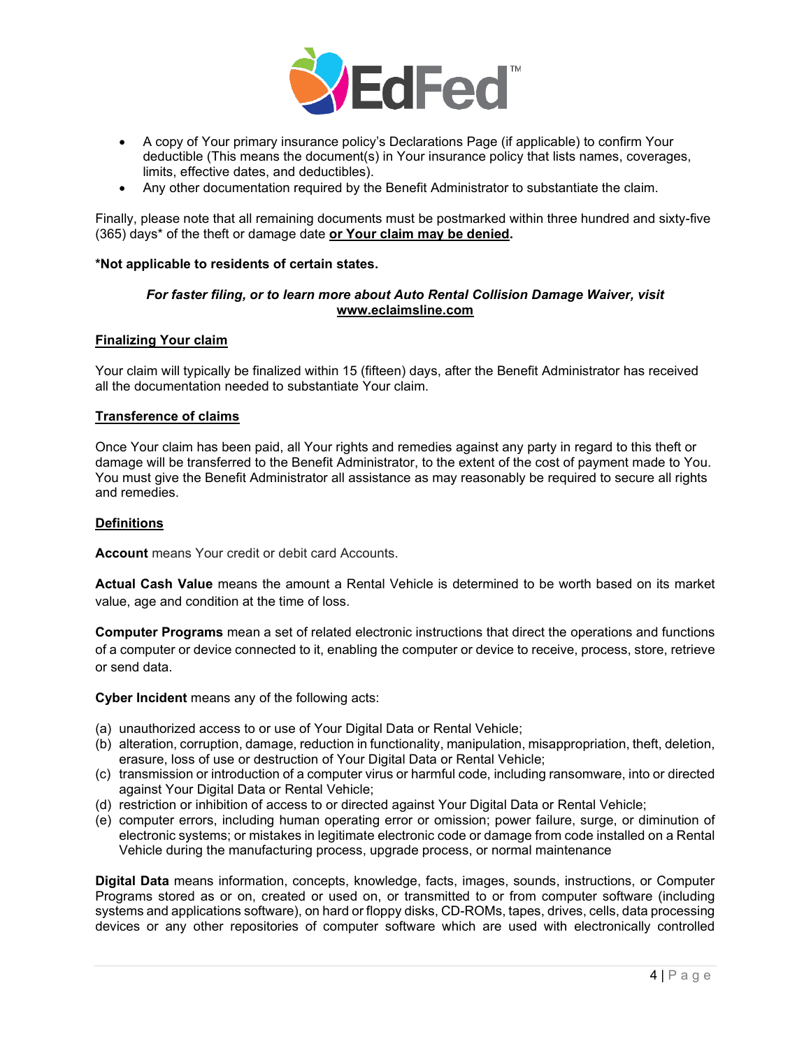- A copy of Your primary insurance policy's Declarations Page (if applicable) to confirm Your deductible (This means the document(s) in Your insurance policy that lists names, coverages, limits, effective dates, and deductibles).
- Any other documentation required by the Benefit Administrator to substantiate the claim.

Finally, please note that all remaining documents must be postmarked within three hundred and sixty-five (365) days* of the theft or damage date **or Your claim may be denied.**

**\*Not applicable to residents of certain states.**

***For faster filing, or to learn more about Auto Rental Collision Damage Waiver, visit www.eclaimsline.com***

**Finalizing Your claim**

Your claim will typically be finalized within 15 (fifteen) days, after the Benefit Administrator has received all the documentation needed to substantiate Your claim.

**Transference of claims**

Once Your claim has been paid, all Your rights and remedies against any party in regard to this theft or damage will be transferred to the Benefit Administrator, to the extent of the cost of payment made to You. You must give the Benefit Administrator all assistance as may reasonably be required to secure all rights and remedies.

**Definitions**

**Account** means Your credit or debit card Accounts.

**Actual Cash Value** means the amount a Rental Vehicle is determined to be worth based on its market value, age and condition at the time of loss.

**Computer Programs** mean a set of related electronic instructions that direct the operations and functions of a computer or device connected to it, enabling the computer or device to receive, process, store, retrieve or send data.

**Cyber Incident** means any of the following acts:

(a) unauthorized access to or use of Your Digital Data or Rental Vehicle;
(b) alteration, corruption, damage, reduction in functionality, manipulation, misappropriation, theft, deletion, erasure, loss of use or destruction of Your Digital Data or Rental Vehicle;
(c) transmission or introduction of a computer virus or harmful code, including ransomware, into or directed against Your Digital Data or Rental Vehicle;
(d) restriction or inhibition of access to or directed against Your Digital Data or Rental Vehicle;
(e) computer errors, including human operating error or omission; power failure, surge, or diminution of electronic systems; or mistakes in legitimate electronic code or damage from code installed on a Rental Vehicle during the manufacturing process, upgrade process, or normal maintenance

**Digital Data** means information, concepts, knowledge, facts, images, sounds, instructions, or Computer Programs stored as or on, created or used on, or transmitted to or from computer software (including systems and applications software), on hard or floppy disks, CD-ROMs, tapes, drives, cells, data processing devices or any other repositories of computer software which are used with electronically controlled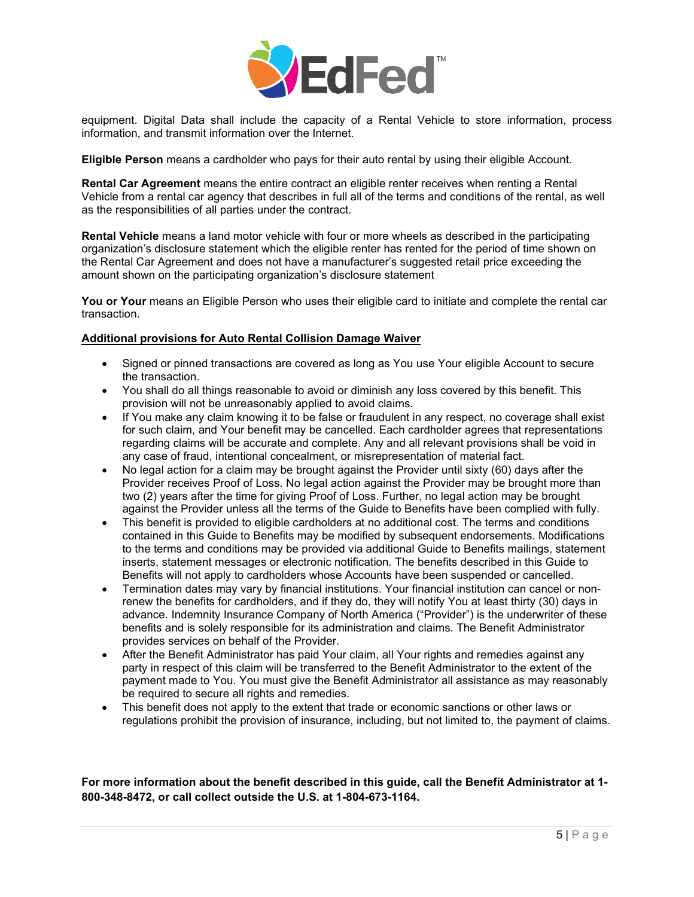equipment. Digital Data shall include the capacity of a Rental Vehicle to store information, process information, and transmit information over the Internet.

**Eligible Person** means a cardholder who pays for their auto rental by using their eligible Account.

**Rental Car Agreement** means the entire contract an eligible renter receives when renting a Rental Vehicle from a rental car agency that describes in full all of the terms and conditions of the rental, as well as the responsibilities of all parties under the contract.

**Rental Vehicle** means a land motor vehicle with four or more wheels as described in the participating organization's disclosure statement which the eligible renter has rented for the period of time shown on the Rental Car Agreement and does not have a manufacturer's suggested retail price exceeding the amount shown on the participating organization's disclosure statement

**You or Your** means an Eligible Person who uses their eligible card to initiate and complete the rental car transaction.

**Additional provisions for Auto Rental Collision Damage Waiver**

- Signed or pinned transactions are covered as long as You use Your eligible Account to secure the transaction.
- You shall do all things reasonable to avoid or diminish any loss covered by this benefit. This provision will not be unreasonably applied to avoid claims.
- If You make any claim knowing it to be false or fraudulent in any respect, no coverage shall exist for such claim, and Your benefit may be cancelled. Each cardholder agrees that representations regarding claims will be accurate and complete. Any and all relevant provisions shall be void in any case of fraud, intentional concealment, or misrepresentation of material fact.
- No legal action for a claim may be brought against the Provider until sixty (60) days after the Provider receives Proof of Loss. No legal action against the Provider may be brought more than two (2) years after the time for giving Proof of Loss. Further, no legal action may be brought against the Provider unless all the terms of the Guide to Benefits have been complied with fully.
- This benefit is provided to eligible cardholders at no additional cost. The terms and conditions contained in this Guide to Benefits may be modified by subsequent endorsements. Modifications to the terms and conditions may be provided via additional Guide to Benefits mailings, statement inserts, statement messages or electronic notification. The benefits described in this Guide to Benefits will not apply to cardholders whose Accounts have been suspended or cancelled.
- Termination dates may vary by financial institutions. Your financial institution can cancel or non-renew the benefits for cardholders, and if they do, they will notify You at least thirty (30) days in advance. Indemnity Insurance Company of North America ("Provider") is the underwriter of these benefits and is solely responsible for its administration and claims. The Benefit Administrator provides services on behalf of the Provider.
- After the Benefit Administrator has paid Your claim, all Your rights and remedies against any party in respect of this claim will be transferred to the Benefit Administrator to the extent of the payment made to You. You must give the Benefit Administrator all assistance as may reasonably be required to secure all rights and remedies.
- This benefit does not apply to the extent that trade or economic sanctions or other laws or regulations prohibit the provision of insurance, including, but not limited to, the payment of claims.

**For more information about the benefit described in this guide, call the Benefit Administrator at 1-800-348-8472, or call collect outside the U.S. at 1-804-673-1164.**